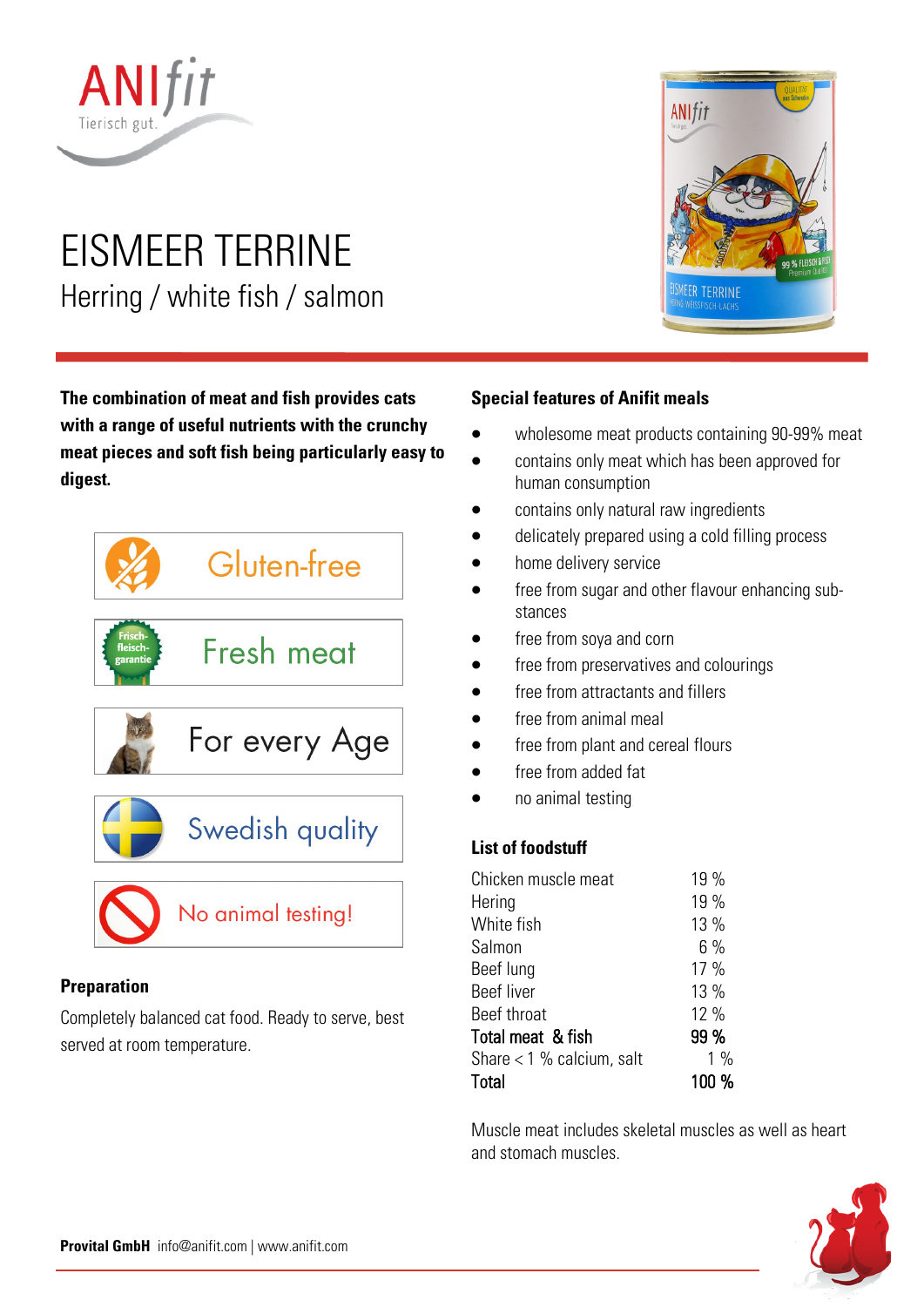ANIfit
Tierisch gut.

# EISMEER TERRINE

## Herring / white fish / salmon

**The combination of meat and fish provides cats with a range of useful nutrients with the crunchy meat pieces and soft fish being particularly easy to digest.**

Gluten-free

Fresh meat

For every Age

Swedish quality

No animal testing!

### Preparation

Completely balanced cat food. Ready to serve, best served at room temperature.

### Special features of Anifit meals

- wholesome meat products containing 90-99% meat
- contains only meat which has been approved for human consumption
- contains only natural raw ingredients
- delicately prepared using a cold filling process
- home delivery service
- free from sugar and other flavour enhancing substances
- free from soya and corn
- free from preservatives and colourings
- free from attractants and fillers
- free from animal meal
- free from plant and cereal flours
- free from added fat
- no animal testing

### List of foodstuff

| | |
|---|---|
| Chicken muscle meat | 19 % |
| Hering | 19 % |
| White fish | 13 % |
| Salmon | 6 % |
| Beef lung | 17 % |
| Beef liver | 13 % |
| Beef throat | 12 % |
| Total meat & fish | 99 % |
| Share < 1 % calcium, salt | 1 % |
| Total | 100 % |

Muscle meat includes skeletal muscles as well as heart and stomach muscles.

**Provital GmbH** info@anifit.com | www.anifit.com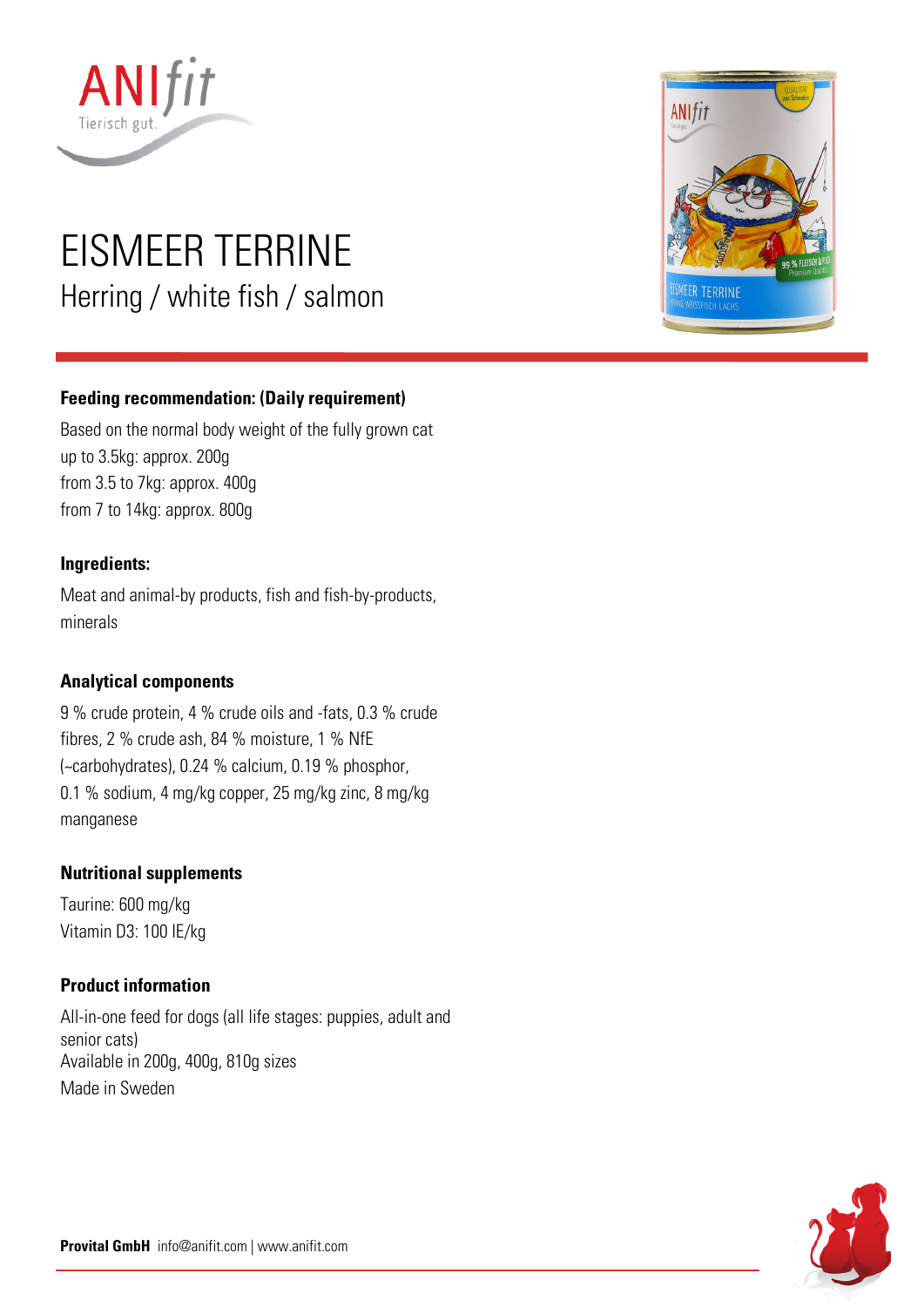# EISMEER TERRINE

## Herring / white fish / salmon

### Feeding recommendation: (Daily requirement)

Based on the normal body weight of the fully grown cat
up to 3.5kg: approx. 200g
from 3.5 to 7kg: approx. 400g
from 7 to 14kg: approx. 800g

### Ingredients:

Meat and animal-by products, fish and fish-by-products, minerals

### Analytical components

9 % crude protein, 4 % crude oils and -fats, 0.3 % crude fibres, 2 % crude ash, 84 % moisture, 1 % NfE (~carbohydrates), 0.24 % calcium, 0.19 % phosphor, 0.1 % sodium, 4 mg/kg copper, 25 mg/kg zinc, 8 mg/kg manganese

### Nutritional supplements

Taurine: 600 mg/kg
Vitamin D3: 100 IE/kg

### Product information

All-in-one feed for dogs (all life stages: puppies, adult and senior cats)
Available in 200g, 400g, 810g sizes
Made in Sweden

**Provital GmbH** info@anifit.com | www.anifit.com